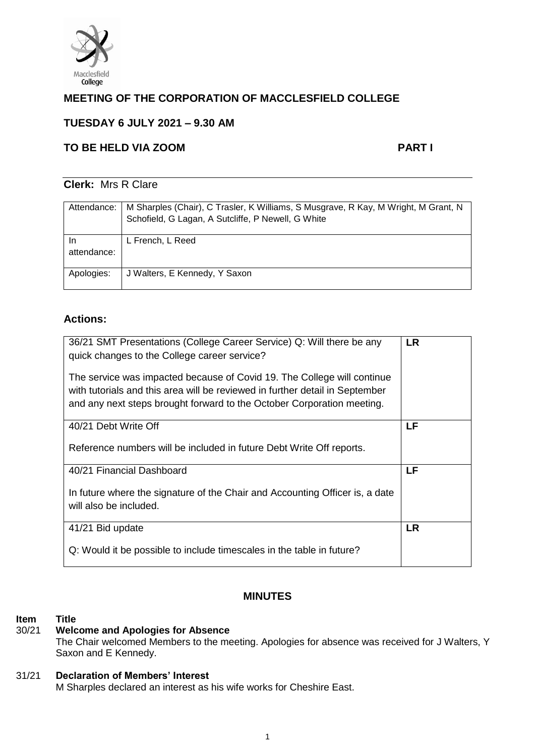# MEETING OF THE CORPORATION OF MACCLESFIELD COLLEGE

## TUESDAY 6 JULY 2021 – 9.30 AM

## TO BE HELD VIA ZOOM PART I

**Clerk:** Mrs R Clare

| | |
|---|---|
| Attendance: | M Sharples (Chair), C Trasler, K Williams, S Musgrave, R Kay, M Wright, M Grant, N Schofield, G Lagan, A Sutcliffe, P Newell, G White |
| In attendance: | L French, L Reed |
| Apologies: | J Walters, E Kennedy, Y Saxon |

## Actions:

| | |
|---|---|
| 36/21 SMT Presentations (College Career Service) Q: Will there be any quick changes to the College career service?<br><br>The service was impacted because of Covid 19. The College will continue with tutorials and this area will be reviewed in further detail in September and any next steps brought forward to the October Corporation meeting. | **LR** |
| 40/21 Debt Write Off<br><br>Reference numbers will be included in future Debt Write Off reports. | **LF** |
| 40/21 Financial Dashboard<br><br>In future where the signature of the Chair and Accounting Officer is, a date will also be included. | **LF** |
| 41/21 Bid update<br><br>Q: Would it be possible to include timescales in the table in future? | **LR** |

## MINUTES

**Item Title**

**30/21 Welcome and Apologies for Absence**

The Chair welcomed Members to the meeting. Apologies for absence was received for J Walters, Y Saxon and E Kennedy.

**31/21 Declaration of Members' Interest**

M Sharples declared an interest as his wife works for Cheshire East.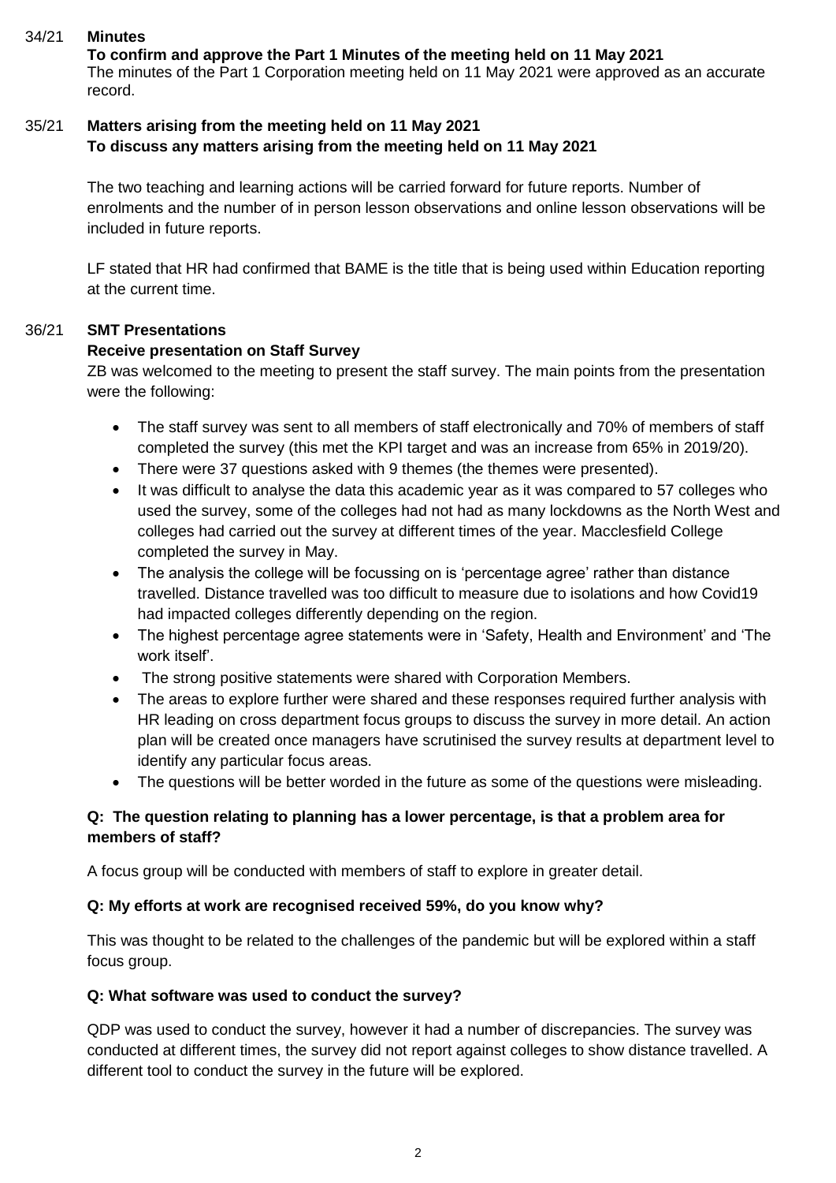**34/21 Minutes**

**To confirm and approve the Part 1 Minutes of the meeting held on 11 May 2021**

The minutes of the Part 1 Corporation meeting held on 11 May 2021 were approved as an accurate record.

**35/21 Matters arising from the meeting held on 11 May 2021**

**To discuss any matters arising from the meeting held on 11 May 2021**

The two teaching and learning actions will be carried forward for future reports. Number of enrolments and the number of in person lesson observations and online lesson observations will be included in future reports.

LF stated that HR had confirmed that BAME is the title that is being used within Education reporting at the current time.

**36/21 SMT Presentations**

**Receive presentation on Staff Survey**

ZB was welcomed to the meeting to present the staff survey. The main points from the presentation were the following:

- The staff survey was sent to all members of staff electronically and 70% of members of staff completed the survey (this met the KPI target and was an increase from 65% in 2019/20).
- There were 37 questions asked with 9 themes (the themes were presented).
- It was difficult to analyse the data this academic year as it was compared to 57 colleges who used the survey, some of the colleges had not had as many lockdowns as the North West and colleges had carried out the survey at different times of the year. Macclesfield College completed the survey in May.
- The analysis the college will be focussing on is 'percentage agree' rather than distance travelled. Distance travelled was too difficult to measure due to isolations and how Covid19 had impacted colleges differently depending on the region.
- The highest percentage agree statements were in 'Safety, Health and Environment' and 'The work itself'.
- The strong positive statements were shared with Corporation Members.
- The areas to explore further were shared and these responses required further analysis with HR leading on cross department focus groups to discuss the survey in more detail. An action plan will be created once managers have scrutinised the survey results at department level to identify any particular focus areas.
- The questions will be better worded in the future as some of the questions were misleading.

**Q: The question relating to planning has a lower percentage, is that a problem area for members of staff?**

A focus group will be conducted with members of staff to explore in greater detail.

**Q: My efforts at work are recognised received 59%, do you know why?**

This was thought to be related to the challenges of the pandemic but will be explored within a staff focus group.

**Q: What software was used to conduct the survey?**

QDP was used to conduct the survey, however it had a number of discrepancies. The survey was conducted at different times, the survey did not report against colleges to show distance travelled. A different tool to conduct the survey in the future will be explored.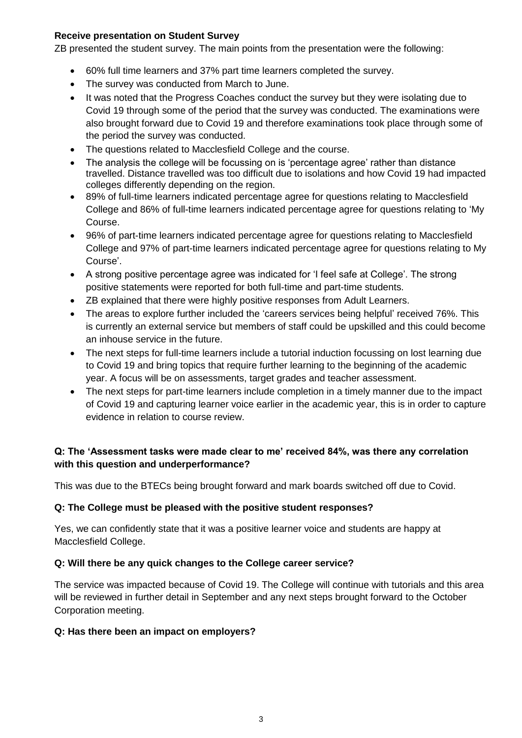**Receive presentation on Student Survey**

ZB presented the student survey. The main points from the presentation were the following:

- 60% full time learners and 37% part time learners completed the survey.
- The survey was conducted from March to June.
- It was noted that the Progress Coaches conduct the survey but they were isolating due to Covid 19 through some of the period that the survey was conducted. The examinations were also brought forward due to Covid 19 and therefore examinations took place through some of the period the survey was conducted.
- The questions related to Macclesfield College and the course.
- The analysis the college will be focussing on is 'percentage agree' rather than distance travelled. Distance travelled was too difficult due to isolations and how Covid 19 had impacted colleges differently depending on the region.
- 89% of full-time learners indicated percentage agree for questions relating to Macclesfield College and 86% of full-time learners indicated percentage agree for questions relating to 'My Course.
- 96% of part-time learners indicated percentage agree for questions relating to Macclesfield College and 97% of part-time learners indicated percentage agree for questions relating to My Course'.
- A strong positive percentage agree was indicated for 'I feel safe at College'. The strong positive statements were reported for both full-time and part-time students.
- ZB explained that there were highly positive responses from Adult Learners.
- The areas to explore further included the 'careers services being helpful' received 76%. This is currently an external service but members of staff could be upskilled and this could become an inhouse service in the future.
- The next steps for full-time learners include a tutorial induction focussing on lost learning due to Covid 19 and bring topics that require further learning to the beginning of the academic year. A focus will be on assessments, target grades and teacher assessment.
- The next steps for part-time learners include completion in a timely manner due to the impact of Covid 19 and capturing learner voice earlier in the academic year, this is in order to capture evidence in relation to course review.

**Q: The 'Assessment tasks were made clear to me' received 84%, was there any correlation with this question and underperformance?**

This was due to the BTECs being brought forward and mark boards switched off due to Covid.

**Q: The College must be pleased with the positive student responses?**

Yes, we can confidently state that it was a positive learner voice and students are happy at Macclesfield College.

**Q: Will there be any quick changes to the College career service?**

The service was impacted because of Covid 19. The College will continue with tutorials and this area will be reviewed in further detail in September and any next steps brought forward to the October Corporation meeting.

**Q: Has there been an impact on employers?**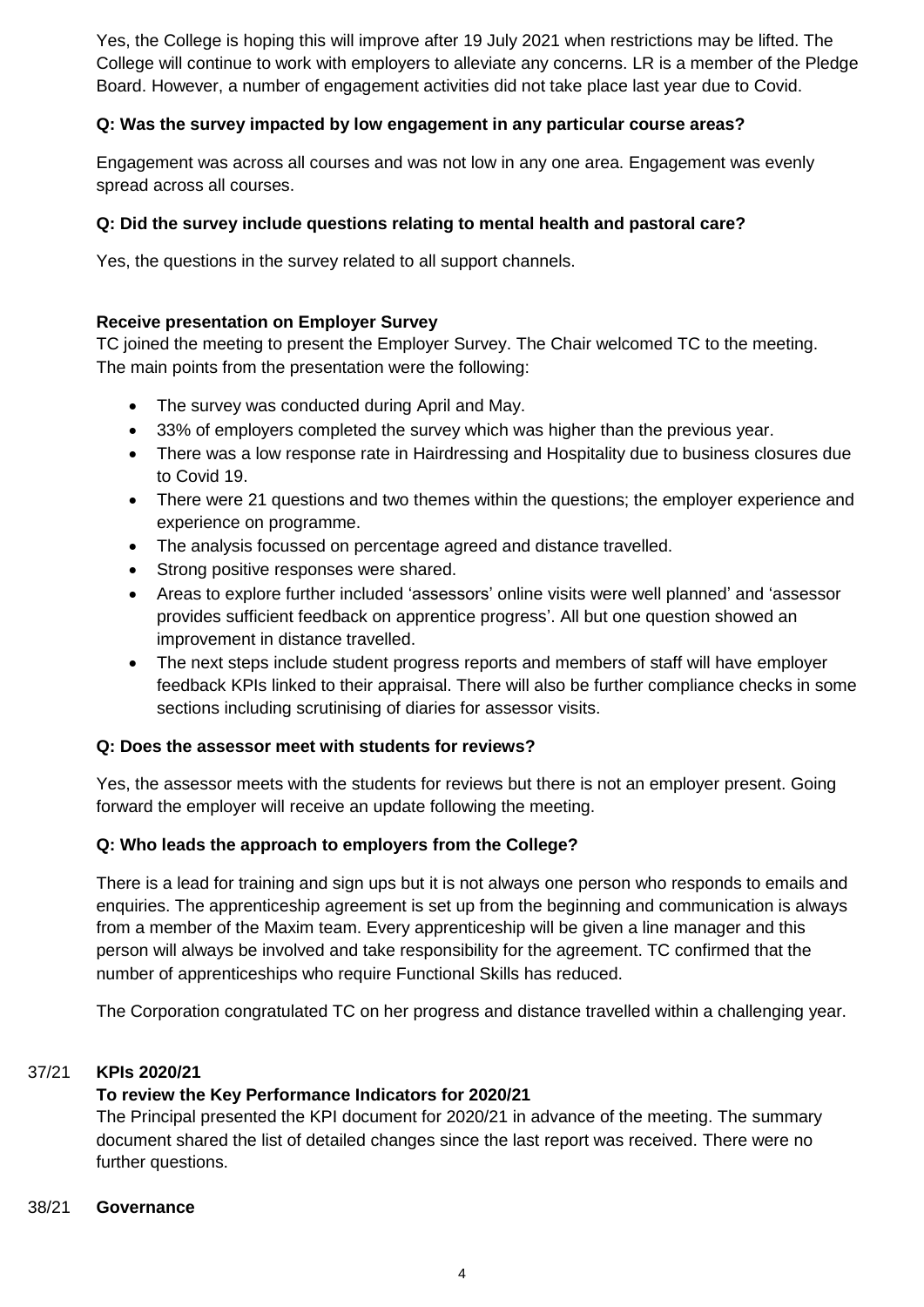Yes, the College is hoping this will improve after 19 July 2021 when restrictions may be lifted. The College will continue to work with employers to alleviate any concerns. LR is a member of the Pledge Board. However, a number of engagement activities did not take place last year due to Covid.

**Q: Was the survey impacted by low engagement in any particular course areas?**

Engagement was across all courses and was not low in any one area. Engagement was evenly spread across all courses.

**Q: Did the survey include questions relating to mental health and pastoral care?**

Yes, the questions in the survey related to all support channels.

**Receive presentation on Employer Survey**

TC joined the meeting to present the Employer Survey. The Chair welcomed TC to the meeting. The main points from the presentation were the following:

- The survey was conducted during April and May.
- 33% of employers completed the survey which was higher than the previous year.
- There was a low response rate in Hairdressing and Hospitality due to business closures due to Covid 19.
- There were 21 questions and two themes within the questions; the employer experience and experience on programme.
- The analysis focussed on percentage agreed and distance travelled.
- Strong positive responses were shared.
- Areas to explore further included 'assessors' online visits were well planned' and 'assessor provides sufficient feedback on apprentice progress'. All but one question showed an improvement in distance travelled.
- The next steps include student progress reports and members of staff will have employer feedback KPIs linked to their appraisal. There will also be further compliance checks in some sections including scrutinising of diaries for assessor visits.

**Q: Does the assessor meet with students for reviews?**

Yes, the assessor meets with the students for reviews but there is not an employer present. Going forward the employer will receive an update following the meeting.

**Q: Who leads the approach to employers from the College?**

There is a lead for training and sign ups but it is not always one person who responds to emails and enquiries. The apprenticeship agreement is set up from the beginning and communication is always from a member of the Maxim team. Every apprenticeship will be given a line manager and this person will always be involved and take responsibility for the agreement. TC confirmed that the number of apprenticeships who require Functional Skills has reduced.

The Corporation congratulated TC on her progress and distance travelled within a challenging year.

37/21 **KPIs 2020/21**

**To review the Key Performance Indicators for 2020/21**

The Principal presented the KPI document for 2020/21 in advance of the meeting. The summary document shared the list of detailed changes since the last report was received. There were no further questions.

38/21 **Governance**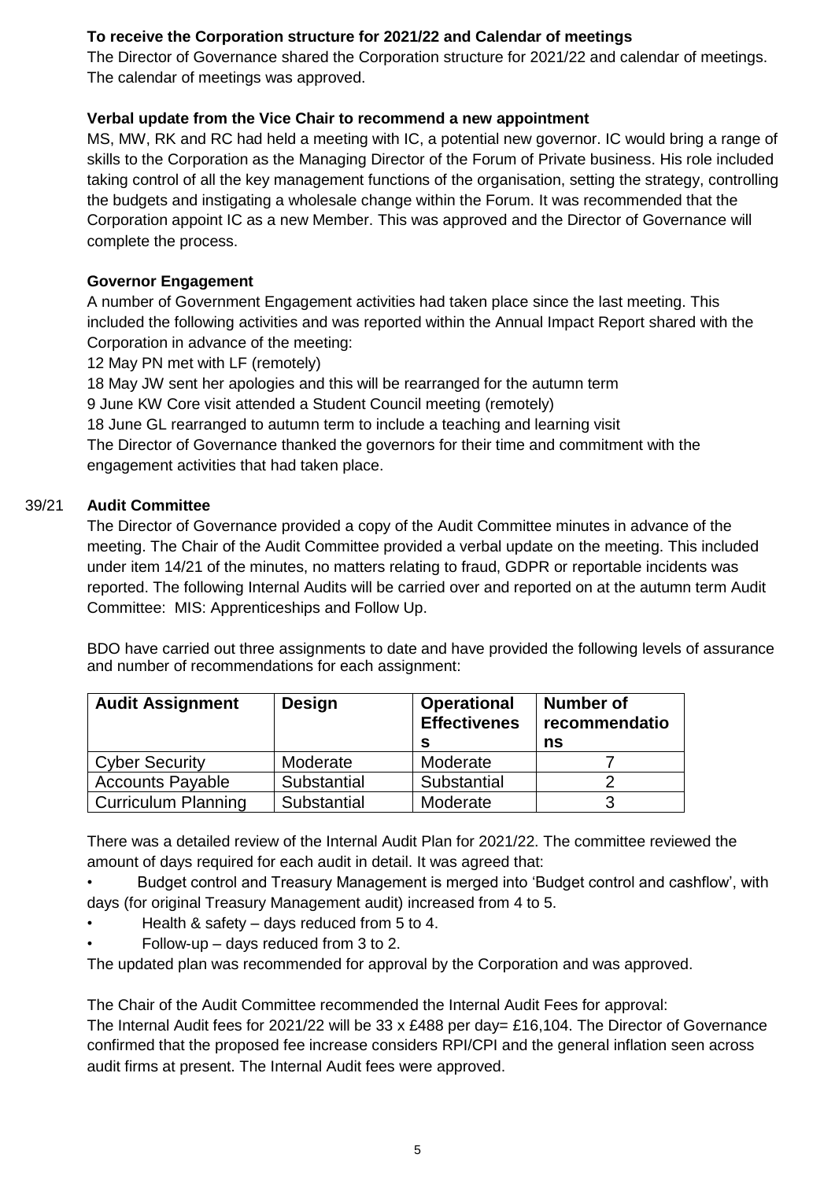**To receive the Corporation structure for 2021/22 and Calendar of meetings**

The Director of Governance shared the Corporation structure for 2021/22 and calendar of meetings. The calendar of meetings was approved.

**Verbal update from the Vice Chair to recommend a new appointment**

MS, MW, RK and RC had held a meeting with IC, a potential new governor. IC would bring a range of skills to the Corporation as the Managing Director of the Forum of Private business. His role included taking control of all the key management functions of the organisation, setting the strategy, controlling the budgets and instigating a wholesale change within the Forum. It was recommended that the Corporation appoint IC as a new Member. This was approved and the Director of Governance will complete the process.

**Governor Engagement**

A number of Government Engagement activities had taken place since the last meeting. This included the following activities and was reported within the Annual Impact Report shared with the Corporation in advance of the meeting:

12 May PN met with LF (remotely)

18 May JW sent her apologies and this will be rearranged for the autumn term

9 June KW Core visit attended a Student Council meeting (remotely)

18 June GL rearranged to autumn term to include a teaching and learning visit

The Director of Governance thanked the governors for their time and commitment with the engagement activities that had taken place.

39/21 **Audit Committee**

The Director of Governance provided a copy of the Audit Committee minutes in advance of the meeting. The Chair of the Audit Committee provided a verbal update on the meeting. This included under item 14/21 of the minutes, no matters relating to fraud, GDPR or reportable incidents was reported. The following Internal Audits will be carried over and reported on at the autumn term Audit Committee: MIS: Apprenticeships and Follow Up.

BDO have carried out three assignments to date and have provided the following levels of assurance and number of recommendations for each assignment:

| Audit Assignment | Design | Operational Effectiveness | Number of recommendations |
|---|---|---|---|
| Cyber Security | Moderate | Moderate | 7 |
| Accounts Payable | Substantial | Substantial | 2 |
| Curriculum Planning | Substantial | Moderate | 3 |

There was a detailed review of the Internal Audit Plan for 2021/22. The committee reviewed the amount of days required for each audit in detail. It was agreed that:

- Budget control and Treasury Management is merged into 'Budget control and cashflow', with days (for original Treasury Management audit) increased from 4 to 5.
- Health & safety – days reduced from 5 to 4.
- Follow-up – days reduced from 3 to 2.

The updated plan was recommended for approval by the Corporation and was approved.

The Chair of the Audit Committee recommended the Internal Audit Fees for approval:

The Internal Audit fees for 2021/22 will be 33 x £488 per day= £16,104. The Director of Governance confirmed that the proposed fee increase considers RPI/CPI and the general inflation seen across audit firms at present. The Internal Audit fees were approved.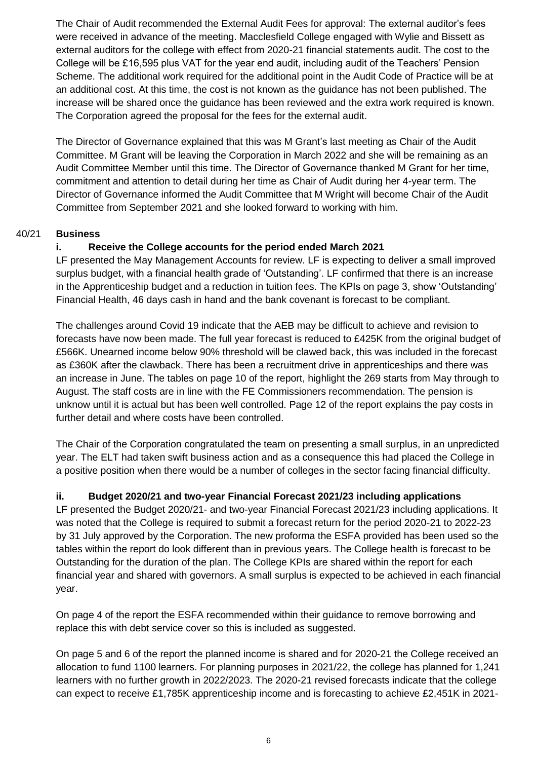The Chair of Audit recommended the External Audit Fees for approval: The external auditor's fees were received in advance of the meeting. Macclesfield College engaged with Wylie and Bissett as external auditors for the college with effect from 2020-21 financial statements audit. The cost to the College will be £16,595 plus VAT for the year end audit, including audit of the Teachers' Pension Scheme. The additional work required for the additional point in the Audit Code of Practice will be at an additional cost. At this time, the cost is not known as the guidance has not been published. The increase will be shared once the guidance has been reviewed and the extra work required is known. The Corporation agreed the proposal for the fees for the external audit.

The Director of Governance explained that this was M Grant's last meeting as Chair of the Audit Committee. M Grant will be leaving the Corporation in March 2022 and she will be remaining as an Audit Committee Member until this time. The Director of Governance thanked M Grant for her time, commitment and attention to detail during her time as Chair of Audit during her 4-year term. The Director of Governance informed the Audit Committee that M Wright will become Chair of the Audit Committee from September 2021 and she looked forward to working with him.

40/21 **Business**

**i. Receive the College accounts for the period ended March 2021**

LF presented the May Management Accounts for review. LF is expecting to deliver a small improved surplus budget, with a financial health grade of 'Outstanding'. LF confirmed that there is an increase in the Apprenticeship budget and a reduction in tuition fees. The KPIs on page 3, show 'Outstanding' Financial Health, 46 days cash in hand and the bank covenant is forecast to be compliant.

The challenges around Covid 19 indicate that the AEB may be difficult to achieve and revision to forecasts have now been made. The full year forecast is reduced to £425K from the original budget of £566K. Unearned income below 90% threshold will be clawed back, this was included in the forecast as £360K after the clawback. There has been a recruitment drive in apprenticeships and there was an increase in June. The tables on page 10 of the report, highlight the 269 starts from May through to August. The staff costs are in line with the FE Commissioners recommendation. The pension is unknow until it is actual but has been well controlled. Page 12 of the report explains the pay costs in further detail and where costs have been controlled.

The Chair of the Corporation congratulated the team on presenting a small surplus, in an unpredicted year. The ELT had taken swift business action and as a consequence this had placed the College in a positive position when there would be a number of colleges in the sector facing financial difficulty.

**ii. Budget 2020/21 and two-year Financial Forecast 2021/23 including applications**

LF presented the Budget 2020/21- and two-year Financial Forecast 2021/23 including applications. It was noted that the College is required to submit a forecast return for the period 2020-21 to 2022-23 by 31 July approved by the Corporation. The new proforma the ESFA provided has been used so the tables within the report do look different than in previous years. The College health is forecast to be Outstanding for the duration of the plan. The College KPIs are shared within the report for each financial year and shared with governors. A small surplus is expected to be achieved in each financial year.

On page 4 of the report the ESFA recommended within their guidance to remove borrowing and replace this with debt service cover so this is included as suggested.

On page 5 and 6 of the report the planned income is shared and for 2020-21 the College received an allocation to fund 1100 learners. For planning purposes in 2021/22, the college has planned for 1,241 learners with no further growth in 2022/2023. The 2020-21 revised forecasts indicate that the college can expect to receive £1,785K apprenticeship income and is forecasting to achieve £2,451K in 2021-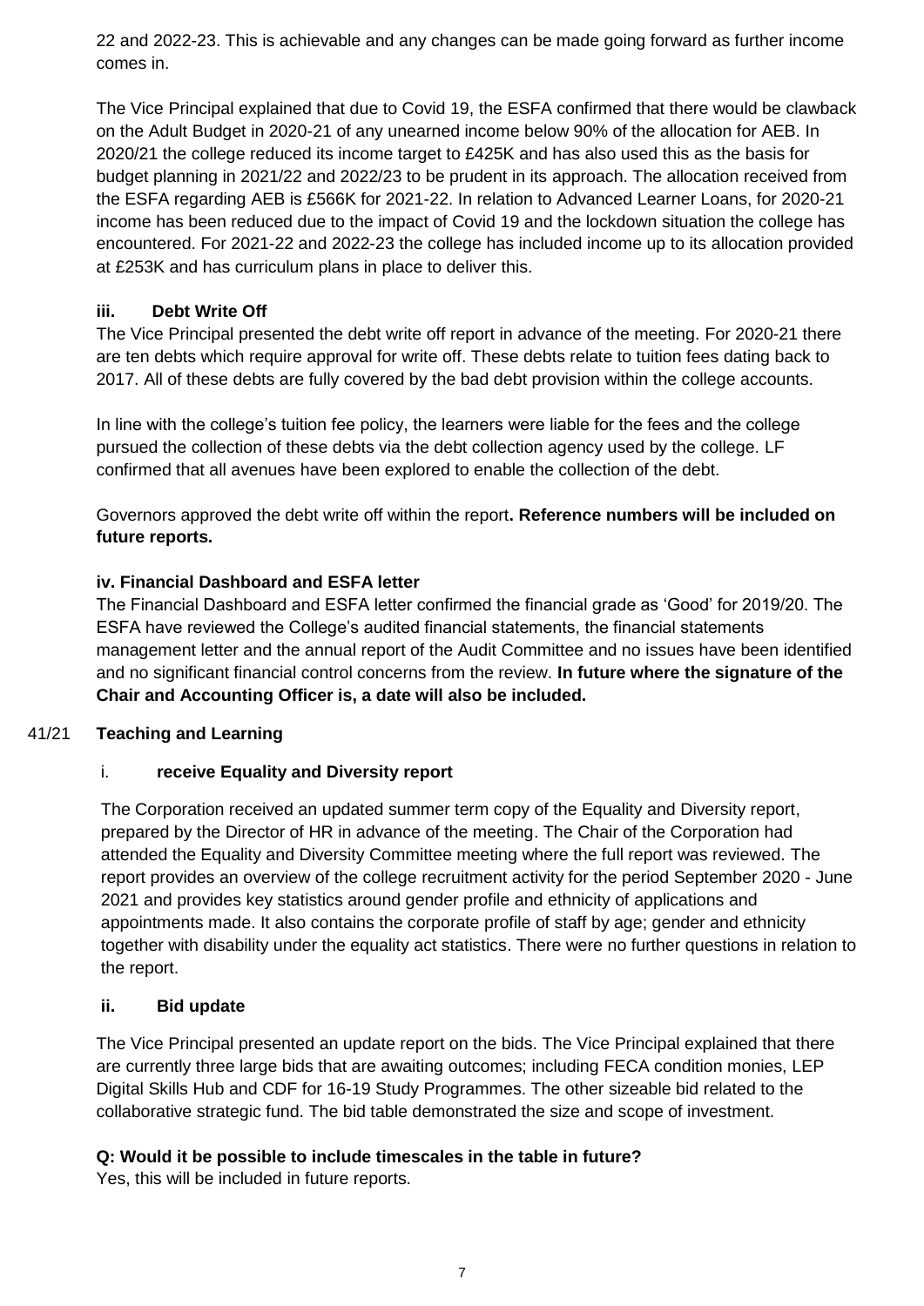22 and 2022-23. This is achievable and any changes can be made going forward as further income comes in.

The Vice Principal explained that due to Covid 19, the ESFA confirmed that there would be clawback on the Adult Budget in 2020-21 of any unearned income below 90% of the allocation for AEB. In 2020/21 the college reduced its income target to £425K and has also used this as the basis for budget planning in 2021/22 and 2022/23 to be prudent in its approach. The allocation received from the ESFA regarding AEB is £566K for 2021-22. In relation to Advanced Learner Loans, for 2020-21 income has been reduced due to the impact of Covid 19 and the lockdown situation the college has encountered. For 2021-22 and 2022-23 the college has included income up to its allocation provided at £253K and has curriculum plans in place to deliver this.

**iii. Debt Write Off**

The Vice Principal presented the debt write off report in advance of the meeting. For 2020-21 there are ten debts which require approval for write off. These debts relate to tuition fees dating back to 2017. All of these debts are fully covered by the bad debt provision within the college accounts.

In line with the college's tuition fee policy, the learners were liable for the fees and the college pursued the collection of these debts via the debt collection agency used by the college. LF confirmed that all avenues have been explored to enable the collection of the debt.

Governors approved the debt write off within the report**. Reference numbers will be included on future reports.**

**iv. Financial Dashboard and ESFA letter**

The Financial Dashboard and ESFA letter confirmed the financial grade as 'Good' for 2019/20. The ESFA have reviewed the College's audited financial statements, the financial statements management letter and the annual report of the Audit Committee and no issues have been identified and no significant financial control concerns from the review. **In future where the signature of the Chair and Accounting Officer is, a date will also be included.**

41/21 **Teaching and Learning**

i. **receive Equality and Diversity report**

The Corporation received an updated summer term copy of the Equality and Diversity report, prepared by the Director of HR in advance of the meeting. The Chair of the Corporation had attended the Equality and Diversity Committee meeting where the full report was reviewed. The report provides an overview of the college recruitment activity for the period September 2020 - June 2021 and provides key statistics around gender profile and ethnicity of applications and appointments made. It also contains the corporate profile of staff by age; gender and ethnicity together with disability under the equality act statistics. There were no further questions in relation to the report.

**ii. Bid update**

The Vice Principal presented an update report on the bids. The Vice Principal explained that there are currently three large bids that are awaiting outcomes; including FECA condition monies, LEP Digital Skills Hub and CDF for 16-19 Study Programmes. The other sizeable bid related to the collaborative strategic fund. The bid table demonstrated the size and scope of investment.

**Q: Would it be possible to include timescales in the table in future?**

Yes, this will be included in future reports.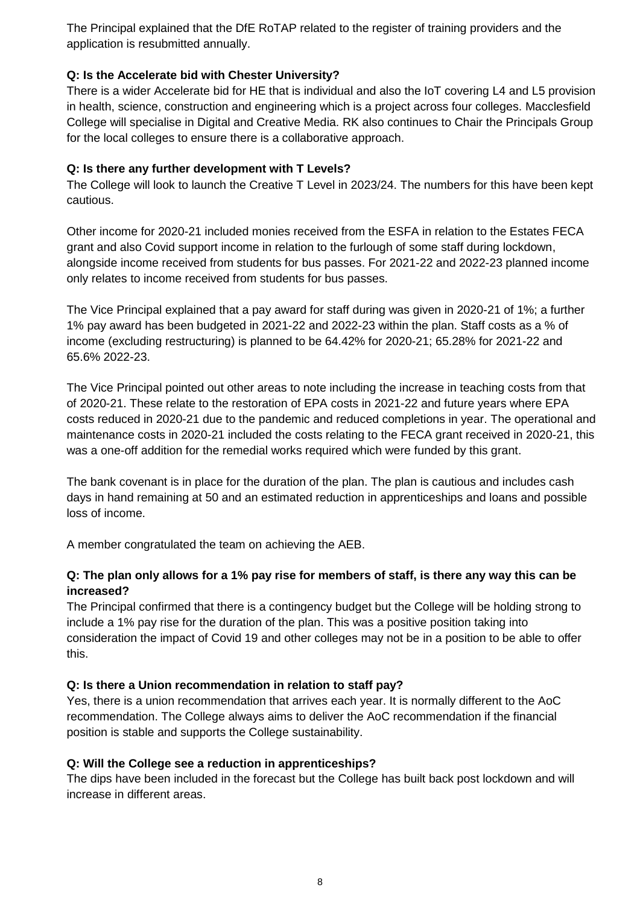The Principal explained that the DfE RoTAP related to the register of training providers and the application is resubmitted annually.

**Q: Is the Accelerate bid with Chester University?**
There is a wider Accelerate bid for HE that is individual and also the IoT covering L4 and L5 provision in health, science, construction and engineering which is a project across four colleges. Macclesfield College will specialise in Digital and Creative Media. RK also continues to Chair the Principals Group for the local colleges to ensure there is a collaborative approach.

**Q: Is there any further development with T Levels?**
The College will look to launch the Creative T Level in 2023/24. The numbers for this have been kept cautious.

Other income for 2020-21 included monies received from the ESFA in relation to the Estates FECA grant and also Covid support income in relation to the furlough of some staff during lockdown, alongside income received from students for bus passes. For 2021-22 and 2022-23 planned income only relates to income received from students for bus passes.

The Vice Principal explained that a pay award for staff during was given in 2020-21 of 1%; a further 1% pay award has been budgeted in 2021-22 and 2022-23 within the plan. Staff costs as a % of income (excluding restructuring) is planned to be 64.42% for 2020-21; 65.28% for 2021-22 and 65.6% 2022-23.

The Vice Principal pointed out other areas to note including the increase in teaching costs from that of 2020-21. These relate to the restoration of EPA costs in 2021-22 and future years where EPA costs reduced in 2020-21 due to the pandemic and reduced completions in year. The operational and maintenance costs in 2020-21 included the costs relating to the FECA grant received in 2020-21, this was a one-off addition for the remedial works required which were funded by this grant.

The bank covenant is in place for the duration of the plan. The plan is cautious and includes cash days in hand remaining at 50 and an estimated reduction in apprenticeships and loans and possible loss of income.

A member congratulated the team on achieving the AEB.

**Q: The plan only allows for a 1% pay rise for members of staff, is there any way this can be increased?**
The Principal confirmed that there is a contingency budget but the College will be holding strong to include a 1% pay rise for the duration of the plan. This was a positive position taking into consideration the impact of Covid 19 and other colleges may not be in a position to be able to offer this.

**Q: Is there a Union recommendation in relation to staff pay?**
Yes, there is a union recommendation that arrives each year. It is normally different to the AoC recommendation. The College always aims to deliver the AoC recommendation if the financial position is stable and supports the College sustainability.

**Q: Will the College see a reduction in apprenticeships?**
The dips have been included in the forecast but the College has built back post lockdown and will increase in different areas.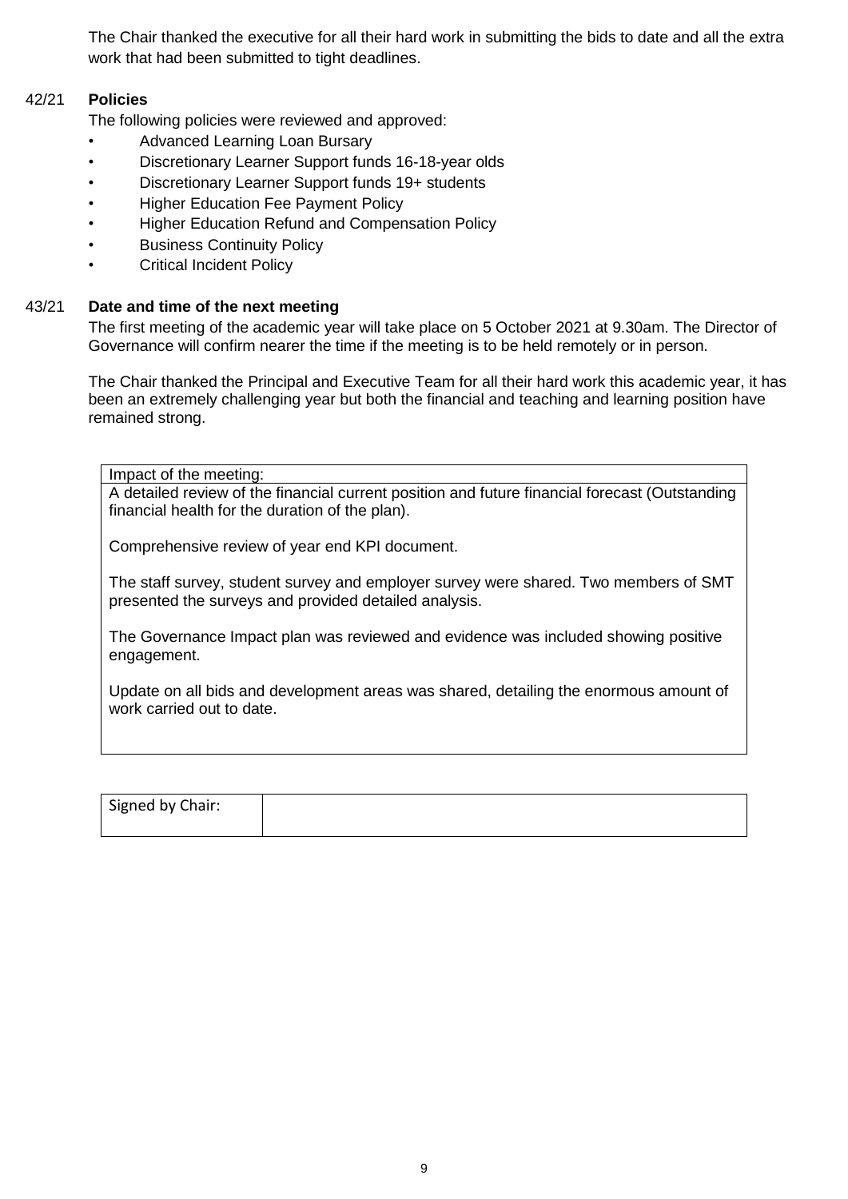The Chair thanked the executive for all their hard work in submitting the bids to date and all the extra work that had been submitted to tight deadlines.

### 42/21 **Policies**

The following policies were reviewed and approved:

- Advanced Learning Loan Bursary
- Discretionary Learner Support funds 16-18-year olds
- Discretionary Learner Support funds 19+ students
- Higher Education Fee Payment Policy
- Higher Education Refund and Compensation Policy
- Business Continuity Policy
- Critical Incident Policy

### 43/21 **Date and time of the next meeting**

The first meeting of the academic year will take place on 5 October 2021 at 9.30am. The Director of Governance will confirm nearer the time if the meeting is to be held remotely or in person.

The Chair thanked the Principal and Executive Team for all their hard work this academic year, it has been an extremely challenging year but both the financial and teaching and learning position have remained strong.

| Impact of the meeting: |
|---|
| A detailed review of the financial current position and future financial forecast (Outstanding financial health for the duration of the plan).<br><br>Comprehensive review of year end KPI document.<br><br>The staff survey, student survey and employer survey were shared. Two members of SMT presented the surveys and provided detailed analysis.<br><br>The Governance Impact plan was reviewed and evidence was included showing positive engagement.<br><br>Update on all bids and development areas was shared, detailing the enormous amount of work carried out to date. |

| | |
|---|---|
| Signed by Chair: | |